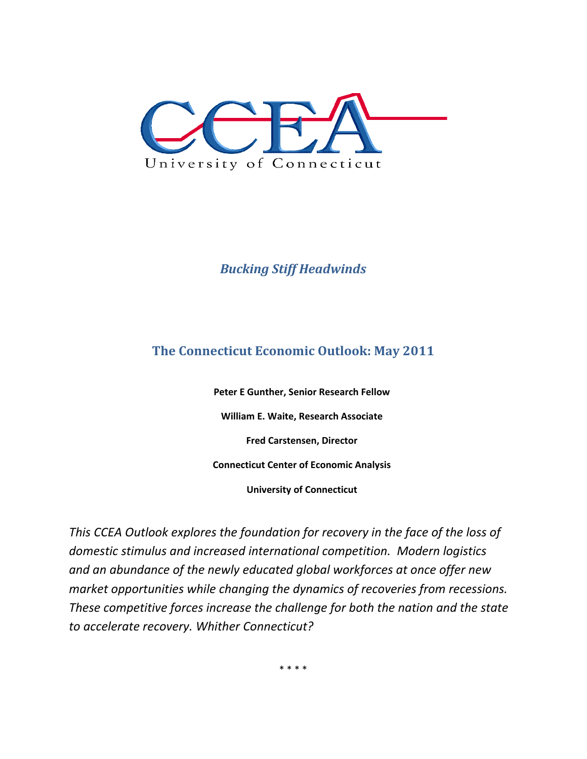CCEA

University of Connecticut

# *Bucking Stiff Headwinds*

## The Connecticut Economic Outlook: May 2011

**Peter E Gunther, Senior Research Fellow**

**William E. Waite, Research Associate**

**Fred Carstensen, Director**

**Connecticut Center of Economic Analysis**

**University of Connecticut**

*This CCEA Outlook explores the foundation for recovery in the face of the loss of domestic stimulus and increased international competition. Modern logistics and an abundance of the newly educated global workforces at once offer new market opportunities while changing the dynamics of recoveries from recessions. These competitive forces increase the challenge for both the nation and the state to accelerate recovery. Whither Connecticut?*

\* \* \* \*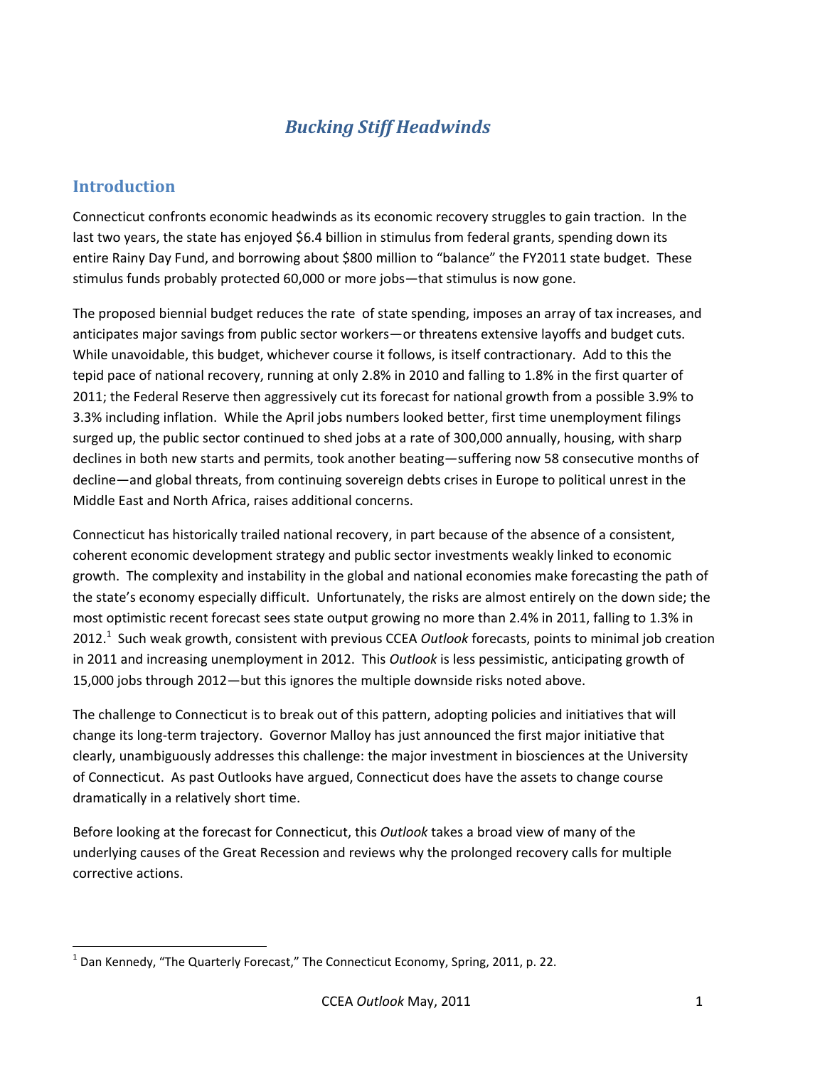# *Bucking Stiff Headwinds*

## Introduction

Connecticut confronts economic headwinds as its economic recovery struggles to gain traction. In the last two years, the state has enjoyed $6.4 billion in stimulus from federal grants, spending down its entire Rainy Day Fund, and borrowing about $800 million to "balance" the FY2011 state budget. These stimulus funds probably protected 60,000 or more jobs—that stimulus is now gone.

The proposed biennial budget reduces the rate of state spending, imposes an array of tax increases, and anticipates major savings from public sector workers—or threatens extensive layoffs and budget cuts. While unavoidable, this budget, whichever course it follows, is itself contractionary. Add to this the tepid pace of national recovery, running at only 2.8% in 2010 and falling to 1.8% in the first quarter of 2011; the Federal Reserve then aggressively cut its forecast for national growth from a possible 3.9% to 3.3% including inflation. While the April jobs numbers looked better, first time unemployment filings surged up, the public sector continued to shed jobs at a rate of 300,000 annually, housing, with sharp declines in both new starts and permits, took another beating—suffering now 58 consecutive months of decline—and global threats, from continuing sovereign debts crises in Europe to political unrest in the Middle East and North Africa, raises additional concerns.

Connecticut has historically trailed national recovery, in part because of the absence of a consistent, coherent economic development strategy and public sector investments weakly linked to economic growth. The complexity and instability in the global and national economies make forecasting the path of the state's economy especially difficult. Unfortunately, the risks are almost entirely on the down side; the most optimistic recent forecast sees state output growing no more than 2.4% in 2011, falling to 1.3% in 2012.[1] Such weak growth, consistent with previous CCEA *Outlook* forecasts, points to minimal job creation in 2011 and increasing unemployment in 2012. This *Outlook* is less pessimistic, anticipating growth of 15,000 jobs through 2012—but this ignores the multiple downside risks noted above.

The challenge to Connecticut is to break out of this pattern, adopting policies and initiatives that will change its long-term trajectory. Governor Malloy has just announced the first major initiative that clearly, unambiguously addresses this challenge: the major investment in biosciences at the University of Connecticut. As past Outlooks have argued, Connecticut does have the assets to change course dramatically in a relatively short time.

Before looking at the forecast for Connecticut, this *Outlook* takes a broad view of many of the underlying causes of the Great Recession and reviews why the prolonged recovery calls for multiple corrective actions.

[1] Dan Kennedy, "The Quarterly Forecast," The Connecticut Economy, Spring, 2011, p. 22.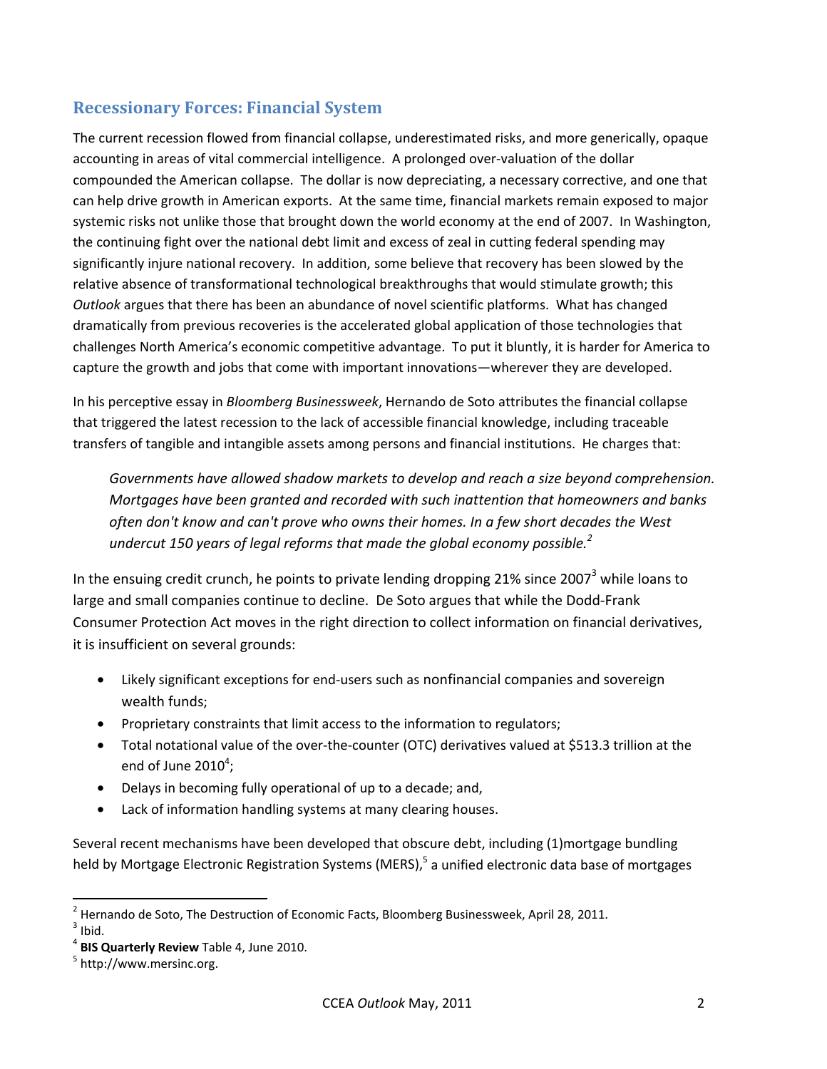## Recessionary Forces: Financial System

The current recession flowed from financial collapse, underestimated risks, and more generically, opaque accounting in areas of vital commercial intelligence. A prolonged over-valuation of the dollar compounded the American collapse. The dollar is now depreciating, a necessary corrective, and one that can help drive growth in American exports. At the same time, financial markets remain exposed to major systemic risks not unlike those that brought down the world economy at the end of 2007. In Washington, the continuing fight over the national debt limit and excess of zeal in cutting federal spending may significantly injure national recovery. In addition, some believe that recovery has been slowed by the relative absence of transformational technological breakthroughs that would stimulate growth; this *Outlook* argues that there has been an abundance of novel scientific platforms. What has changed dramatically from previous recoveries is the accelerated global application of those technologies that challenges North America's economic competitive advantage. To put it bluntly, it is harder for America to capture the growth and jobs that come with important innovations—wherever they are developed.

In his perceptive essay in *Bloomberg Businessweek*, Hernando de Soto attributes the financial collapse that triggered the latest recession to the lack of accessible financial knowledge, including traceable transfers of tangible and intangible assets among persons and financial institutions. He charges that:

> *Governments have allowed shadow markets to develop and reach a size beyond comprehension. Mortgages have been granted and recorded with such inattention that homeowners and banks often don't know and can't prove who owns their homes. In a few short decades the West undercut 150 years of legal reforms that made the global economy possible.*[2]

In the ensuing credit crunch, he points to private lending dropping 21% since 2007[3] while loans to large and small companies continue to decline. De Soto argues that while the Dodd-Frank Consumer Protection Act moves in the right direction to collect information on financial derivatives, it is insufficient on several grounds:

- Likely significant exceptions for end-users such as nonfinancial companies and sovereign wealth funds;
- Proprietary constraints that limit access to the information to regulators;
- Total notational value of the over-the-counter (OTC) derivatives valued at $513.3 trillion at the end of June 2010[4];
- Delays in becoming fully operational of up to a decade; and,
- Lack of information handling systems at many clearing houses.

Several recent mechanisms have been developed that obscure debt, including (1)mortgage bundling held by Mortgage Electronic Registration Systems (MERS),[5] a unified electronic data base of mortgages

---

[2] Hernando de Soto, The Destruction of Economic Facts, Bloomberg Businessweek, April 28, 2011.

[3] Ibid.

[4] **BIS Quarterly Review** Table 4, June 2010.

[5] http://www.mersinc.org.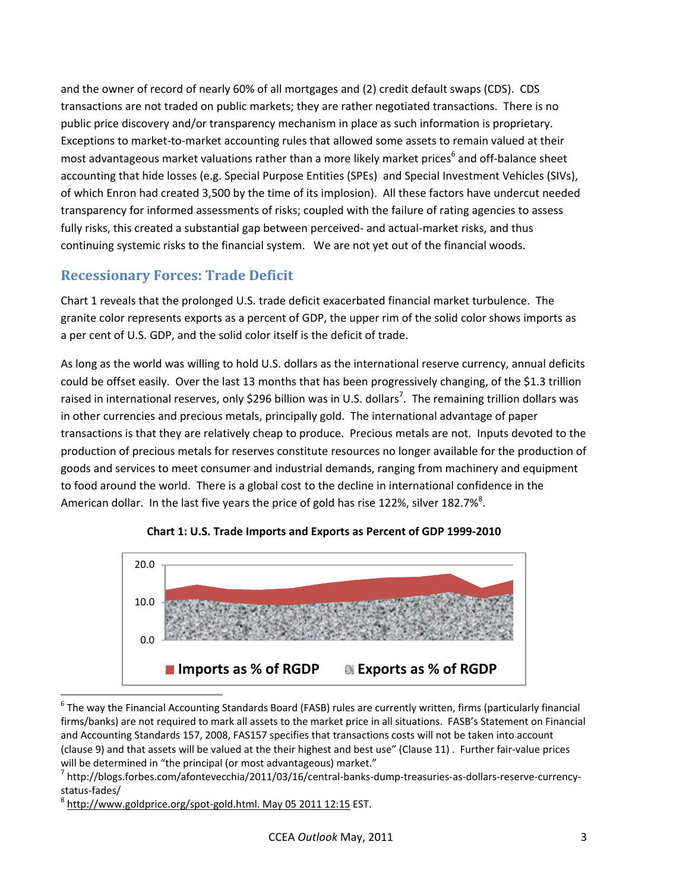and the owner of record of nearly 60% of all mortgages and (2) credit default swaps (CDS). CDS transactions are not traded on public markets; they are rather negotiated transactions. There is no public price discovery and/or transparency mechanism in place as such information is proprietary. Exceptions to market-to-market accounting rules that allowed some assets to remain valued at their most advantageous market valuations rather than a more likely market prices[6] and off-balance sheet accounting that hide losses (e.g. Special Purpose Entities (SPEs) and Special Investment Vehicles (SIVs), of which Enron had created 3,500 by the time of its implosion). All these factors have undercut needed transparency for informed assessments of risks; coupled with the failure of rating agencies to assess fully risks, this created a substantial gap between perceived- and actual-market risks, and thus continuing systemic risks to the financial system. We are not yet out of the financial woods.

## Recessionary Forces: Trade Deficit

Chart 1 reveals that the prolonged U.S. trade deficit exacerbated financial market turbulence. The granite color represents exports as a percent of GDP, the upper rim of the solid color shows imports as a per cent of U.S. GDP, and the solid color itself is the deficit of trade.

As long as the world was willing to hold U.S. dollars as the international reserve currency, annual deficits could be offset easily. Over the last 13 months that has been progressively changing, of the $1.3 trillion raised in international reserves, only $296 billion was in U.S. dollars[7]. The remaining trillion dollars was in other currencies and precious metals, principally gold. The international advantage of paper transactions is that they are relatively cheap to produce. Precious metals are not. Inputs devoted to the production of precious metals for reserves constitute resources no longer available for the production of goods and services to meet consumer and industrial demands, ranging from machinery and equipment to food around the world. There is a global cost to the decline in international confidence in the American dollar. In the last five years the price of gold has rise 122%, silver 182.7%[8].

**Chart 1: U.S. Trade Imports and Exports as Percent of GDP 1999-2010**

[6] The way the Financial Accounting Standards Board (FASB) rules are currently written, firms (particularly financial firms/banks) are not required to mark all assets to the market price in all situations. FASB's Statement on Financial and Accounting Standards 157, 2008, FAS157 specifies that transactions costs will not be taken into account (clause 9) and that assets will be valued at the their highest and best use" (Clause 11) . Further fair-value prices will be determined in "the principal (or most advantageous) market."

[7] http://blogs.forbes.com/afontevecchia/2011/03/16/central-banks-dump-treasuries-as-dollars-reserve-currency-status-fades/

[8] http://www.goldprice.org/spot-gold.html. May 05 2011 12:15 EST.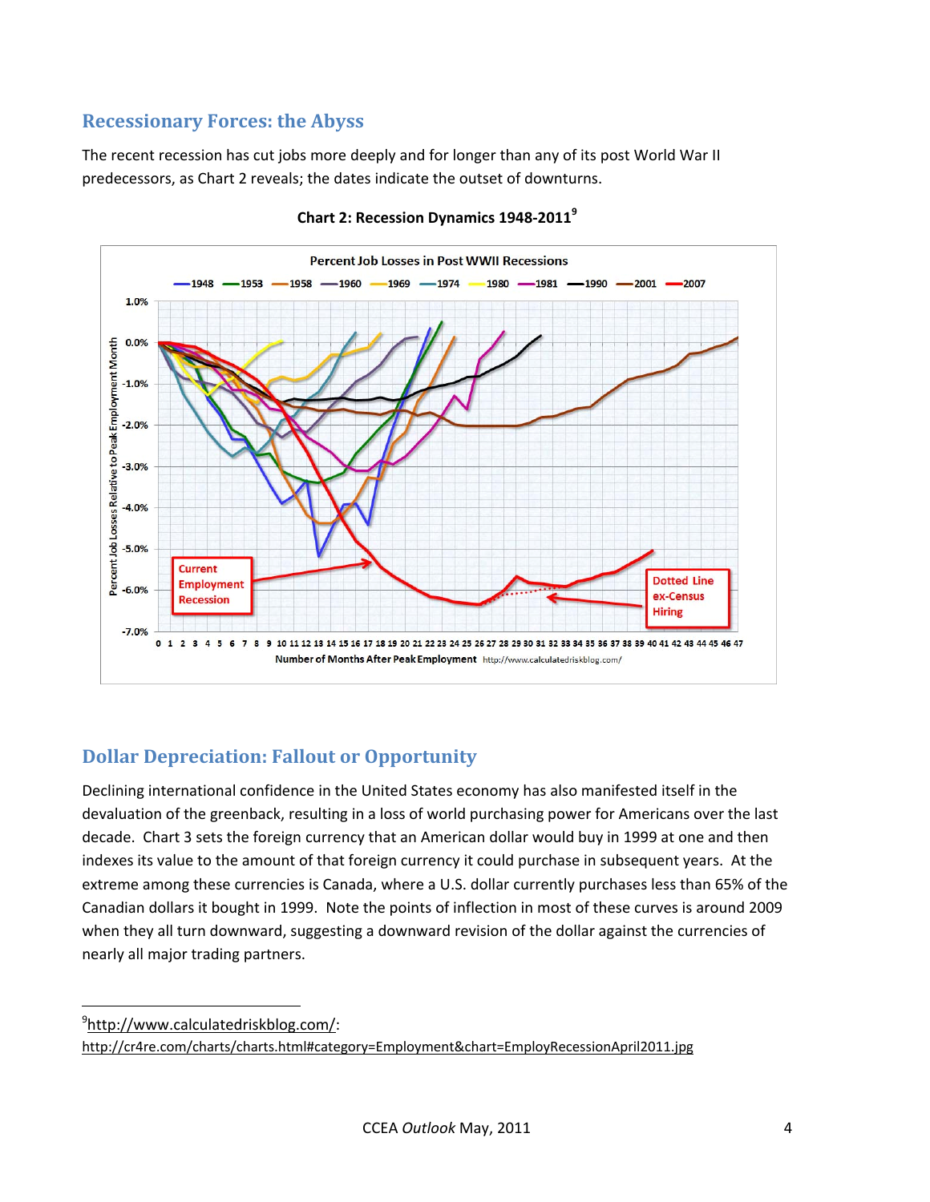## Recessionary Forces: the Abyss

The recent recession has cut jobs more deeply and for longer than any of its post World War II predecessors, as Chart 2 reveals; the dates indicate the outset of downturns.

**Chart 2: Recession Dynamics 1948-2011**[9]

## Dollar Depreciation: Fallout or Opportunity

Declining international confidence in the United States economy has also manifested itself in the devaluation of the greenback, resulting in a loss of world purchasing power for Americans over the last decade. Chart 3 sets the foreign currency that an American dollar would buy in 1999 at one and then indexes its value to the amount of that foreign currency it could purchase in subsequent years. At the extreme among these currencies is Canada, where a U.S. dollar currently purchases less than 65% of the Canadian dollars it bought in 1999. Note the points of inflection in most of these curves is around 2009 when they all turn downward, suggesting a downward revision of the dollar against the currencies of nearly all major trading partners.

---

[9] http://www.calculatedriskblog.com/: http://cr4re.com/charts/charts.html#category=Employment&chart=EmployRecessionApril2011.jpg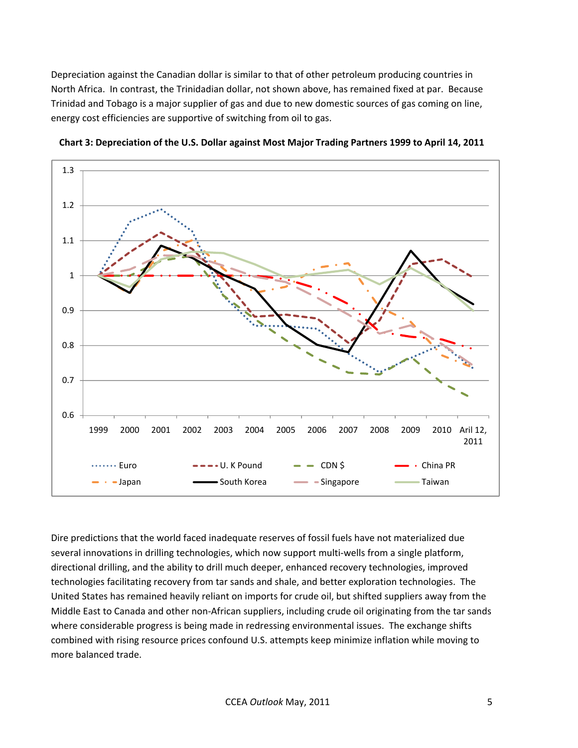Depreciation against the Canadian dollar is similar to that of other petroleum producing countries in North Africa. In contrast, the Trinidadian dollar, not shown above, has remained fixed at par. Because Trinidad and Tobago is a major supplier of gas and due to new domestic sources of gas coming on line, energy cost efficiencies are supportive of switching from oil to gas.

**Chart 3: Depreciation of the U.S. Dollar against Most Major Trading Partners 1999 to April 14, 2011**

Dire predictions that the world faced inadequate reserves of fossil fuels have not materialized due several innovations in drilling technologies, which now support multi-wells from a single platform, directional drilling, and the ability to drill much deeper, enhanced recovery technologies, improved technologies facilitating recovery from tar sands and shale, and better exploration technologies. The United States has remained heavily reliant on imports for crude oil, but shifted suppliers away from the Middle East to Canada and other non-African suppliers, including crude oil originating from the tar sands where considerable progress is being made in redressing environmental issues. The exchange shifts combined with rising resource prices confound U.S. attempts keep minimize inflation while moving to more balanced trade.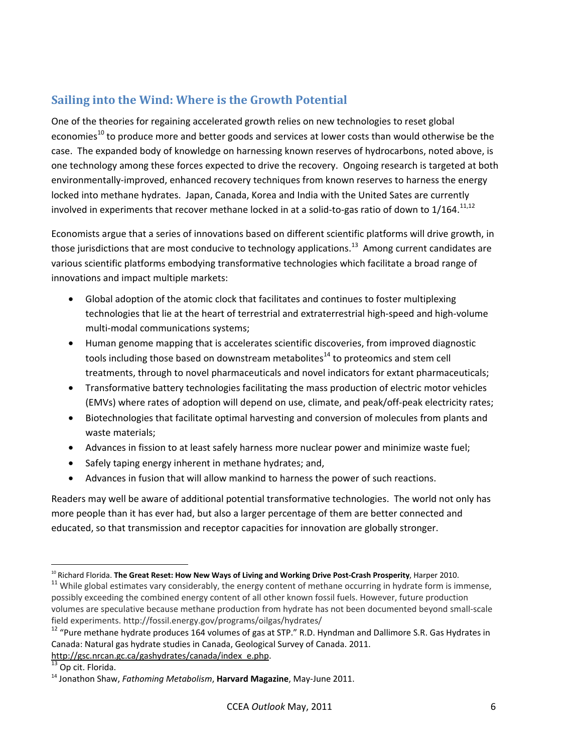## Sailing into the Wind: Where is the Growth Potential

One of the theories for regaining accelerated growth relies on new technologies to reset global economies[10] to produce more and better goods and services at lower costs than would otherwise be the case. The expanded body of knowledge on harnessing known reserves of hydrocarbons, noted above, is one technology among these forces expected to drive the recovery. Ongoing research is targeted at both environmentally-improved, enhanced recovery techniques from known reserves to harness the energy locked into methane hydrates. Japan, Canada, Korea and India with the United Sates are currently involved in experiments that recover methane locked in at a solid-to-gas ratio of down to 1/164.[11,12]

Economists argue that a series of innovations based on different scientific platforms will drive growth, in those jurisdictions that are most conducive to technology applications.[13] Among current candidates are various scientific platforms embodying transformative technologies which facilitate a broad range of innovations and impact multiple markets:

- Global adoption of the atomic clock that facilitates and continues to foster multiplexing technologies that lie at the heart of terrestrial and extraterrestrial high-speed and high-volume multi-modal communications systems;
- Human genome mapping that is accelerates scientific discoveries, from improved diagnostic tools including those based on downstream metabolites[14] to proteomics and stem cell treatments, through to novel pharmaceuticals and novel indicators for extant pharmaceuticals;
- Transformative battery technologies facilitating the mass production of electric motor vehicles (EMVs) where rates of adoption will depend on use, climate, and peak/off-peak electricity rates;
- Biotechnologies that facilitate optimal harvesting and conversion of molecules from plants and waste materials;
- Advances in fission to at least safely harness more nuclear power and minimize waste fuel;
- Safely taping energy inherent in methane hydrates; and,
- Advances in fusion that will allow mankind to harness the power of such reactions.

Readers may well be aware of additional potential transformative technologies. The world not only has more people than it has ever had, but also a larger percentage of them are better connected and educated, so that transmission and receptor capacities for innovation are globally stronger.

---

[10] Richard Florida. **The Great Reset: How New Ways of Living and Working Drive Post-Crash Prosperity**, Harper 2010.

[11] While global estimates vary considerably, the energy content of methane occurring in hydrate form is immense, possibly exceeding the combined energy content of all other known fossil fuels. However, future production volumes are speculative because methane production from hydrate has not been documented beyond small-scale field experiments. http://fossil.energy.gov/programs/oilgas/hydrates/

[12] "Pure methane hydrate produces 164 volumes of gas at STP." R.D. Hyndman and Dallimore S.R. Gas Hydrates in Canada: Natural gas hydrate studies in Canada, Geological Survey of Canada. 2011. http://gsc.nrcan.gc.ca/gashydrates/canada/index_e.php.

[13] Op cit. Florida.

[14] Jonathon Shaw, *Fathoming Metabolism*, **Harvard Magazine**, May-June 2011.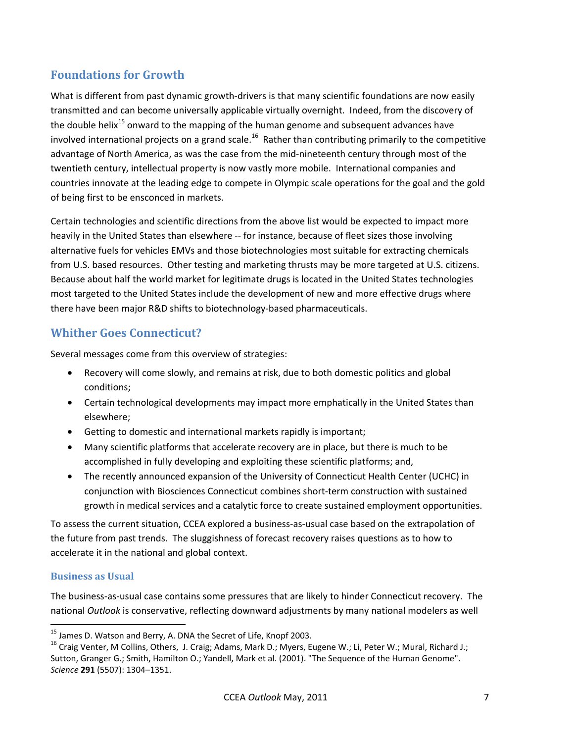## Foundations for Growth

What is different from past dynamic growth-drivers is that many scientific foundations are now easily transmitted and can become universally applicable virtually overnight. Indeed, from the discovery of the double helix[15] onward to the mapping of the human genome and subsequent advances have involved international projects on a grand scale.[16] Rather than contributing primarily to the competitive advantage of North America, as was the case from the mid-nineteenth century through most of the twentieth century, intellectual property is now vastly more mobile. International companies and countries innovate at the leading edge to compete in Olympic scale operations for the goal and the gold of being first to be ensconced in markets.

Certain technologies and scientific directions from the above list would be expected to impact more heavily in the United States than elsewhere -- for instance, because of fleet sizes those involving alternative fuels for vehicles EMVs and those biotechnologies most suitable for extracting chemicals from U.S. based resources. Other testing and marketing thrusts may be more targeted at U.S. citizens. Because about half the world market for legitimate drugs is located in the United States technologies most targeted to the United States include the development of new and more effective drugs where there have been major R&D shifts to biotechnology-based pharmaceuticals.

## Whither Goes Connecticut?

Several messages come from this overview of strategies:

- Recovery will come slowly, and remains at risk, due to both domestic politics and global conditions;
- Certain technological developments may impact more emphatically in the United States than elsewhere;
- Getting to domestic and international markets rapidly is important;
- Many scientific platforms that accelerate recovery are in place, but there is much to be accomplished in fully developing and exploiting these scientific platforms; and,
- The recently announced expansion of the University of Connecticut Health Center (UCHC) in conjunction with Biosciences Connecticut combines short-term construction with sustained growth in medical services and a catalytic force to create sustained employment opportunities.

To assess the current situation, CCEA explored a business-as-usual case based on the extrapolation of the future from past trends. The sluggishness of forecast recovery raises questions as to how to accelerate it in the national and global context.

### Business as Usual

The business-as-usual case contains some pressures that are likely to hinder Connecticut recovery. The national *Outlook* is conservative, reflecting downward adjustments by many national modelers as well

---

[15] James D. Watson and Berry, A. DNA the Secret of Life, Knopf 2003.

[16] Craig Venter, M Collins, Others, J. Craig; Adams, Mark D.; Myers, Eugene W.; Li, Peter W.; Mural, Richard J.; Sutton, Granger G.; Smith, Hamilton O.; Yandell, Mark et al. (2001). "The Sequence of the Human Genome". *Science* **291** (5507): 1304–1351.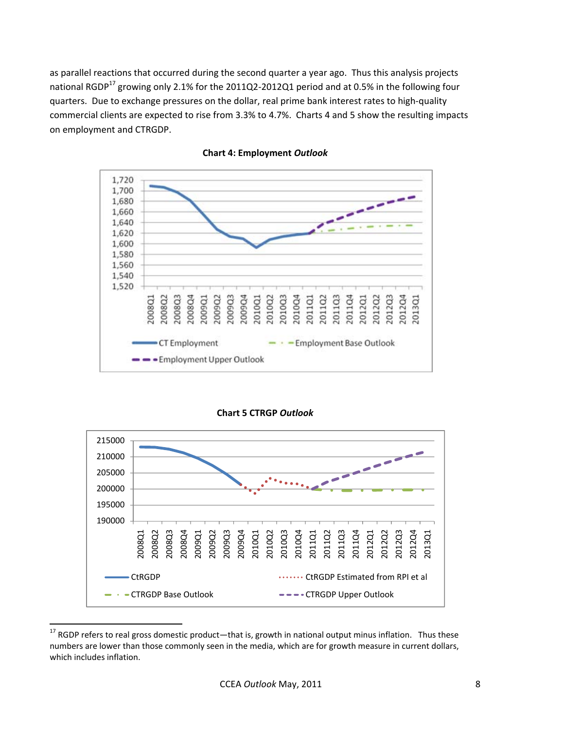as parallel reactions that occurred during the second quarter a year ago. Thus this analysis projects national RGDP[17] growing only 2.1% for the 2011Q2-2012Q1 period and at 0.5% in the following four quarters. Due to exchange pressures on the dollar, real prime bank interest rates to high-quality commercial clients are expected to rise from 3.3% to 4.7%. Charts 4 and 5 show the resulting impacts on employment and CTRGDP.

**Chart 4: Employment *Outlook***

**Chart 5 CTRGP *Outlook***

[17] RGDP refers to real gross domestic product—that is, growth in national output minus inflation. Thus these numbers are lower than those commonly seen in the media, which are for growth measure in current dollars, which includes inflation.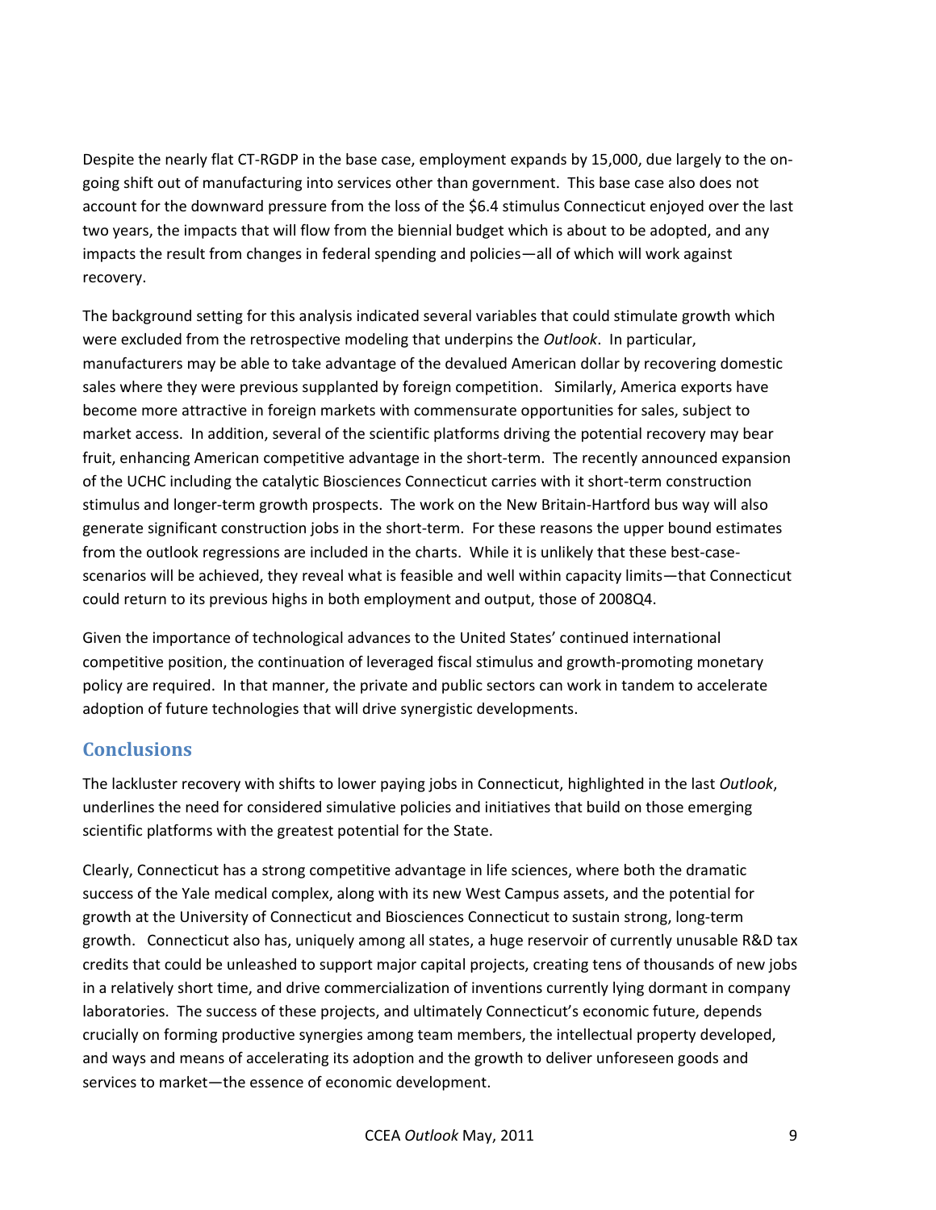Despite the nearly flat CT-RGDP in the base case, employment expands by 15,000, due largely to the on-going shift out of manufacturing into services other than government. This base case also does not account for the downward pressure from the loss of the $6.4 stimulus Connecticut enjoyed over the last two years, the impacts that will flow from the biennial budget which is about to be adopted, and any impacts the result from changes in federal spending and policies—all of which will work against recovery.

The background setting for this analysis indicated several variables that could stimulate growth which were excluded from the retrospective modeling that underpins the *Outlook*. In particular, manufacturers may be able to take advantage of the devalued American dollar by recovering domestic sales where they were previous supplanted by foreign competition. Similarly, America exports have become more attractive in foreign markets with commensurate opportunities for sales, subject to market access. In addition, several of the scientific platforms driving the potential recovery may bear fruit, enhancing American competitive advantage in the short-term. The recently announced expansion of the UCHC including the catalytic Biosciences Connecticut carries with it short-term construction stimulus and longer-term growth prospects. The work on the New Britain-Hartford bus way will also generate significant construction jobs in the short-term. For these reasons the upper bound estimates from the outlook regressions are included in the charts. While it is unlikely that these best-case-scenarios will be achieved, they reveal what is feasible and well within capacity limits—that Connecticut could return to its previous highs in both employment and output, those of 2008Q4.

Given the importance of technological advances to the United States' continued international competitive position, the continuation of leveraged fiscal stimulus and growth-promoting monetary policy are required. In that manner, the private and public sectors can work in tandem to accelerate adoption of future technologies that will drive synergistic developments.

## Conclusions

The lackluster recovery with shifts to lower paying jobs in Connecticut, highlighted in the last *Outlook*, underlines the need for considered simulative policies and initiatives that build on those emerging scientific platforms with the greatest potential for the State.

Clearly, Connecticut has a strong competitive advantage in life sciences, where both the dramatic success of the Yale medical complex, along with its new West Campus assets, and the potential for growth at the University of Connecticut and Biosciences Connecticut to sustain strong, long-term growth. Connecticut also has, uniquely among all states, a huge reservoir of currently unusable R&D tax credits that could be unleashed to support major capital projects, creating tens of thousands of new jobs in a relatively short time, and drive commercialization of inventions currently lying dormant in company laboratories. The success of these projects, and ultimately Connecticut's economic future, depends crucially on forming productive synergies among team members, the intellectual property developed, and ways and means of accelerating its adoption and the growth to deliver unforeseen goods and services to market—the essence of economic development.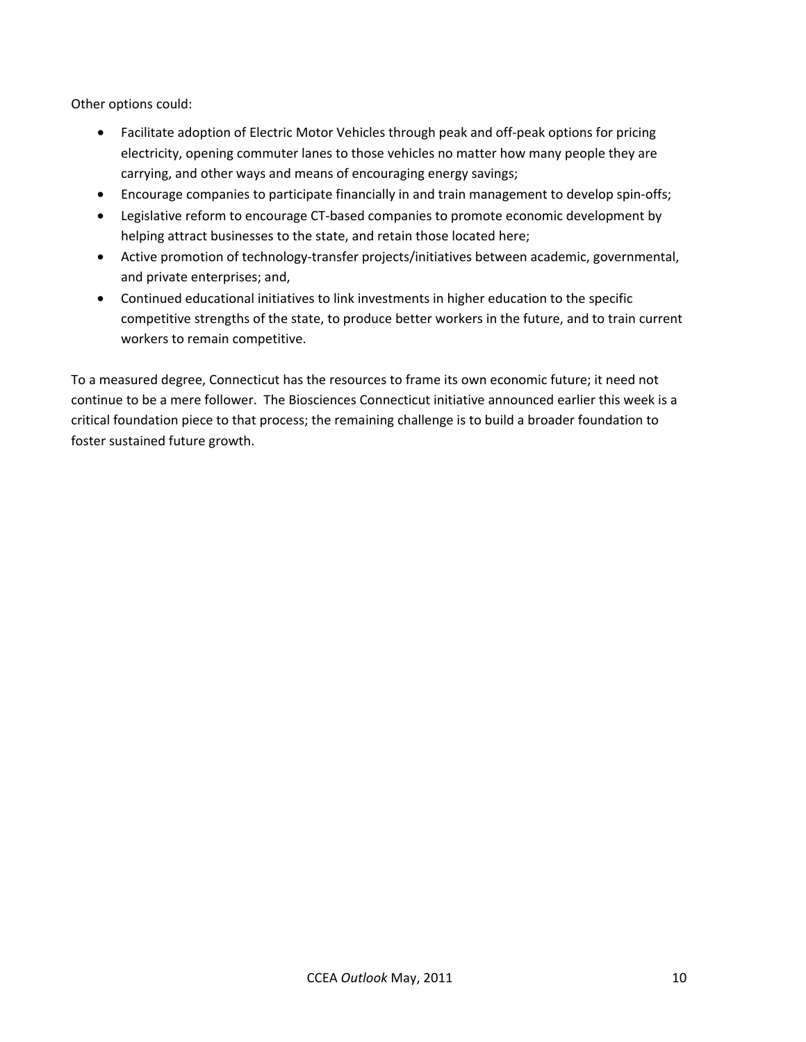Other options could:

- Facilitate adoption of Electric Motor Vehicles through peak and off-peak options for pricing electricity, opening commuter lanes to those vehicles no matter how many people they are carrying, and other ways and means of encouraging energy savings;
- Encourage companies to participate financially in and train management to develop spin-offs;
- Legislative reform to encourage CT-based companies to promote economic development by helping attract businesses to the state, and retain those located here;
- Active promotion of technology-transfer projects/initiatives between academic, governmental, and private enterprises; and,
- Continued educational initiatives to link investments in higher education to the specific competitive strengths of the state, to produce better workers in the future, and to train current workers to remain competitive.

To a measured degree, Connecticut has the resources to frame its own economic future; it need not continue to be a mere follower. The Biosciences Connecticut initiative announced earlier this week is a critical foundation piece to that process; the remaining challenge is to build a broader foundation to foster sustained future growth.